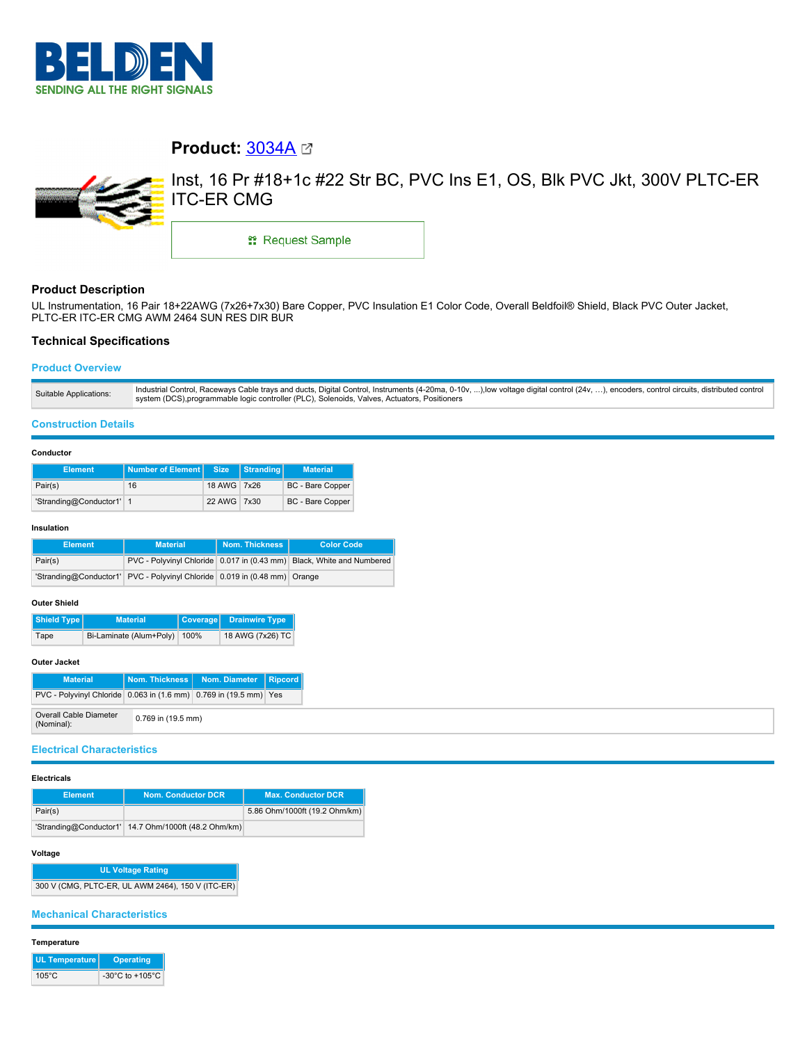BELDEN
SENDING ALL THE RIGHT SIGNALS

# Product: 3034A

Inst, 16 Pr #18+1c #22 Str BC, PVC Ins E1, OS, Blk PVC Jkt, 300V PLTC-ER ITC-ER CMG

Request Sample

## Product Description

UL Instrumentation, 16 Pair 18+22AWG (7x26+7x30) Bare Copper, PVC Insulation E1 Color Code, Overall Beldfoil® Shield, Black PVC Outer Jacket, PLTC-ER ITC-ER CMG AWM 2464 SUN RES DIR BUR

## Technical Specifications

### Product Overview

| | |
|---|---|
| Suitable Applications: | Industrial Control, Raceways Cable trays and ducts, Digital Control, Instruments (4-20ma, 0-10v, ...),low voltage digital control (24v, …), encoders, control circuits, distributed control system (DCS),programmable logic controller (PLC), Solenoids, Valves, Actuators, Positioners |

### Construction Details

**Conductor**

| Element | Number of Element | Size | Stranding | Material |
|---|---|---|---|---|
| Pair(s) | 16 | 18 AWG | 7x26 | BC - Bare Copper |
| 'Stranding@Conductor1' | 1 | 22 AWG | 7x30 | BC - Bare Copper |

**Insulation**

| Element | Material | Nom. Thickness | Color Code |
|---|---|---|---|
| Pair(s) | PVC - Polyvinyl Chloride | 0.017 in (0.43 mm) | Black, White and Numbered |
| 'Stranding@Conductor1' | PVC - Polyvinyl Chloride | 0.019 in (0.48 mm) | Orange |

**Outer Shield**

| Shield Type | Material | Coverage | Drainwire Type |
|---|---|---|---|
| Tape | Bi-Laminate (Alum+Poly) | 100% | 18 AWG (7x26) TC |

**Outer Jacket**

| Material | Nom. Thickness | Nom. Diameter | Ripcord |
|---|---|---|---|
| PVC - Polyvinyl Chloride | 0.063 in (1.6 mm) | 0.769 in (19.5 mm) | Yes |

| | |
|---|---|
| Overall Cable Diameter (Nominal): | 0.769 in (19.5 mm) |

### Electrical Characteristics

**Electricals**

| Element | Nom. Conductor DCR | Max. Conductor DCR |
|---|---|---|
| Pair(s) | | 5.86 Ohm/1000ft (19.2 Ohm/km) |
| 'Stranding@Conductor1' | 14.7 Ohm/1000ft (48.2 Ohm/km) | |

**Voltage**

| UL Voltage Rating |
|---|
| 300 V (CMG, PLTC-ER, UL AWM 2464), 150 V (ITC-ER) |

### Mechanical Characteristics

**Temperature**

| UL Temperature | Operating |
|---|---|
| 105°C | -30°C to +105°C |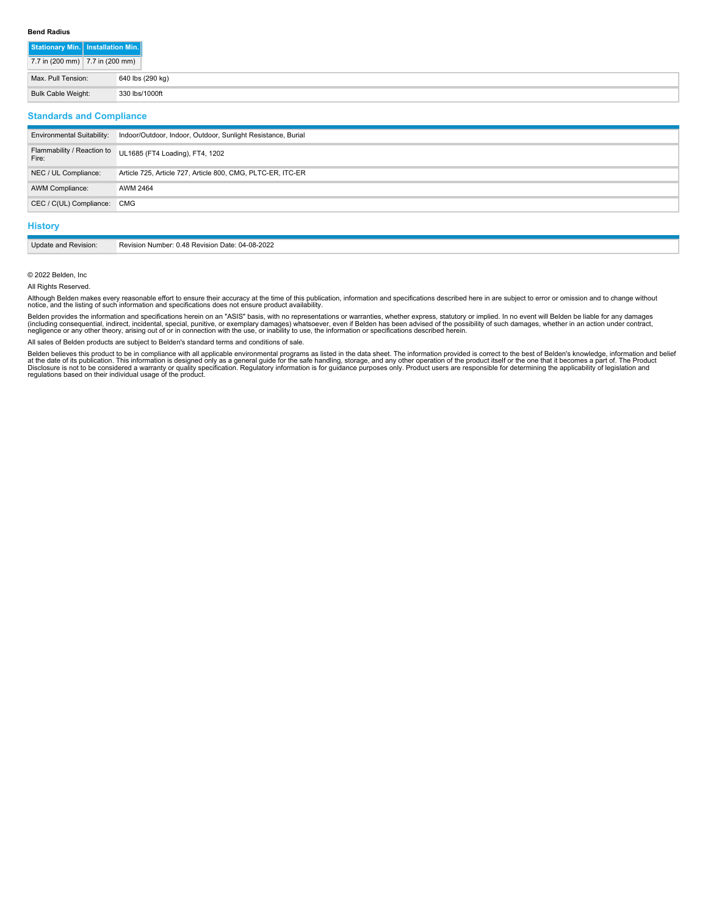**Bend Radius**

| Stationary Min. | Installation Min. |
|---|---|
| 7.7 in (200 mm) | 7.7 in (200 mm) |

| | |
|---|---|
| Max. Pull Tension: | 640 lbs (290 kg) |
| Bulk Cable Weight: | 330 lbs/1000ft |

## Standards and Compliance

| | |
|---|---|
| Environmental Suitability: | Indoor/Outdoor, Indoor, Outdoor, Sunlight Resistance, Burial |
| Flammability / Reaction to Fire: | UL1685 (FT4 Loading), FT4, 1202 |
| NEC / UL Compliance: | Article 725, Article 727, Article 800, CMG, PLTC-ER, ITC-ER |
| AWM Compliance: | AWM 2464 |
| CEC / C(UL) Compliance: | CMG |

## History

| | |
|---|---|
| Update and Revision: | Revision Number: 0.48 Revision Date: 04-08-2022 |

© 2022 Belden, Inc

All Rights Reserved.

Although Belden makes every reasonable effort to ensure their accuracy at the time of this publication, information and specifications described here in are subject to error or omission and to change without notice, and the listing of such information and specifications does not ensure product availability.

Belden provides the information and specifications herein on an "ASIS" basis, with no representations or warranties, whether express, statutory or implied. In no event will Belden be liable for any damages (including consequential, indirect, incidental, special, punitive, or exemplary damages) whatsoever, even if Belden has been advised of the possibility of such damages, whether in an action under contract, negligence or any other theory, arising out of or in connection with the use, or inability to use, the information or specifications described herein.

All sales of Belden products are subject to Belden's standard terms and conditions of sale.

Belden believes this product to be in compliance with all applicable environmental programs as listed in the data sheet. The information provided is correct to the best of Belden's knowledge, information and belief at the date of its publication. This information is designed only as a general guide for the safe handling, storage, and any other operation of the product itself or the one that it becomes a part of. The Product Disclosure is not to be considered a warranty or quality specification. Regulatory information is for guidance purposes only. Product users are responsible for determining the applicability of legislation and regulations based on their individual usage of the product.